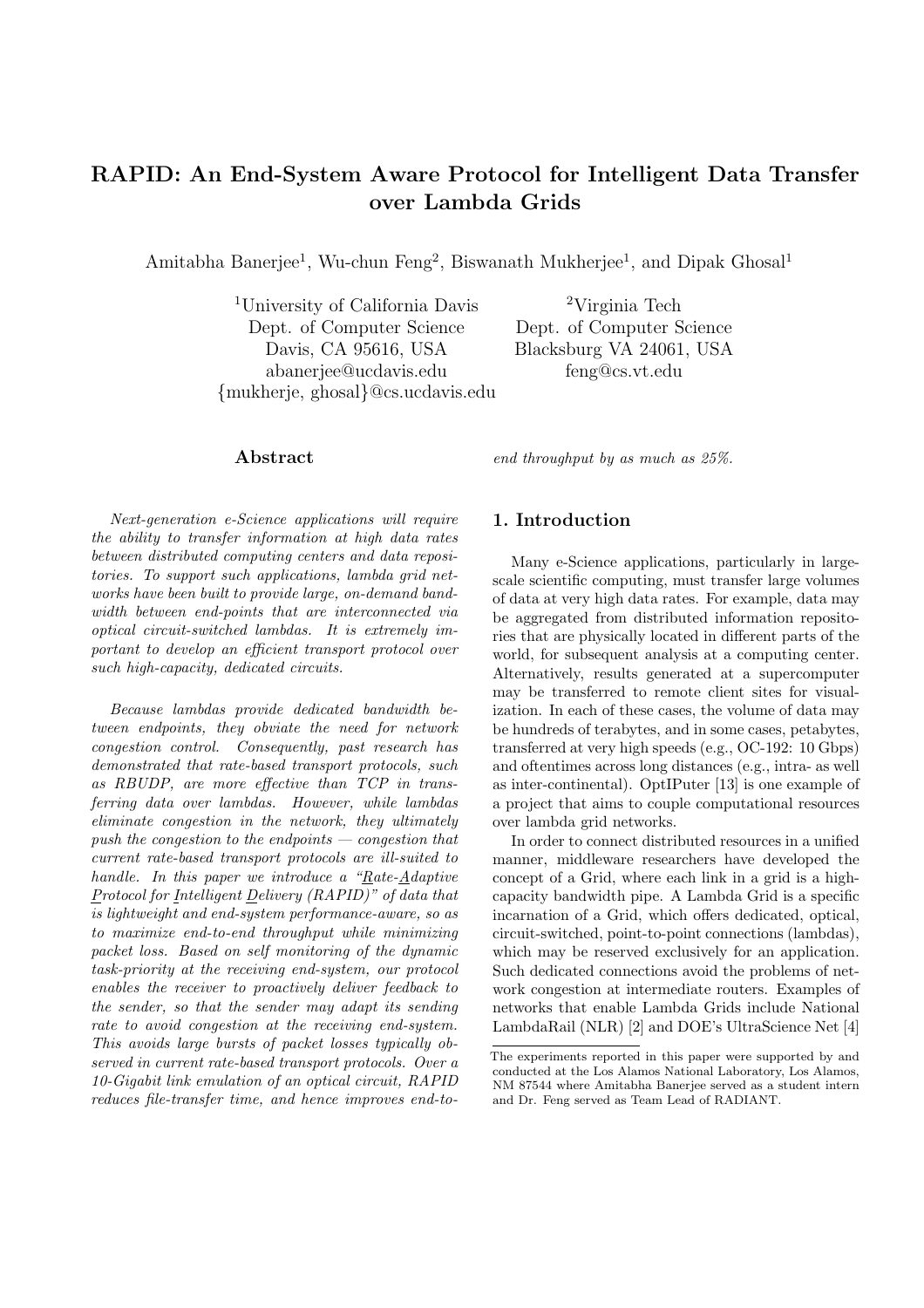# RAPID: An End-System Aware Protocol for Intelligent Data Transfer over Lambda Grids

Amitabha Banerjee[1], Wu-chun Feng[2], Biswanath Mukherjee[1], and Dipak Ghosal[1]

[1]University of California Davis
Dept. of Computer Science
Davis, CA 95616, USA
abanerjee@ucdavis.edu
{mukherje, ghosal}@cs.ucdavis.edu

[2]Virginia Tech
Dept. of Computer Science
Blacksburg VA 24061, USA
feng@cs.vt.edu

## Abstract

*Next-generation e-Science applications will require the ability to transfer information at high data rates between distributed computing centers and data repositories. To support such applications, lambda grid networks have been built to provide large, on-demand bandwidth between end-points that are interconnected via optical circuit-switched lambdas. It is extremely important to develop an efficient transport protocol over such high-capacity, dedicated circuits.*

*Because lambdas provide dedicated bandwidth between endpoints, they obviate the need for network congestion control. Consequently, past research has demonstrated that rate-based transport protocols, such as RBUDP, are more effective than TCP in transferring data over lambdas. However, while lambdas eliminate congestion in the network, they ultimately push the congestion to the endpoints — congestion that current rate-based transport protocols are ill-suited to handle. In this paper we introduce a "Rate-Adaptive Protocol for Intelligent Delivery (RAPID)" of data that is lightweight and end-system performance-aware, so as to maximize end-to-end throughput while minimizing packet loss. Based on self monitoring of the dynamic task-priority at the receiving end-system, our protocol enables the receiver to proactively deliver feedback to the sender, so that the sender may adapt its sending rate to avoid congestion at the receiving end-system. This avoids large bursts of packet losses typically observed in current rate-based transport protocols. Over a 10-Gigabit link emulation of an optical circuit, RAPID reduces file-transfer time, and hence improves end-to-end throughput by as much as 25%.*

## 1. Introduction

Many e-Science applications, particularly in large-scale scientific computing, must transfer large volumes of data at very high data rates. For example, data may be aggregated from distributed information repositories that are physically located in different parts of the world, for subsequent analysis at a computing center. Alternatively, results generated at a supercomputer may be transferred to remote client sites for visualization. In each of these cases, the volume of data may be hundreds of terabytes, and in some cases, petabytes, transferred at very high speeds (e.g., OC-192: 10 Gbps) and oftentimes across long distances (e.g., intra- as well as inter-continental). OptIPuter [13] is one example of a project that aims to couple computational resources over lambda grid networks.

In order to connect distributed resources in a unified manner, middleware researchers have developed the concept of a Grid, where each link in a grid is a high-capacity bandwidth pipe. A Lambda Grid is a specific incarnation of a Grid, which offers dedicated, optical, circuit-switched, point-to-point connections (lambdas), which may be reserved exclusively for an application. Such dedicated connections avoid the problems of network congestion at intermediate routers. Examples of networks that enable Lambda Grids include National LambdaRail (NLR) [2] and DOE's UltraScience Net [4]

The experiments reported in this paper were supported by and conducted at the Los Alamos National Laboratory, Los Alamos, NM 87544 where Amitabha Banerjee served as a student intern and Dr. Feng served as Team Lead of RADIANT.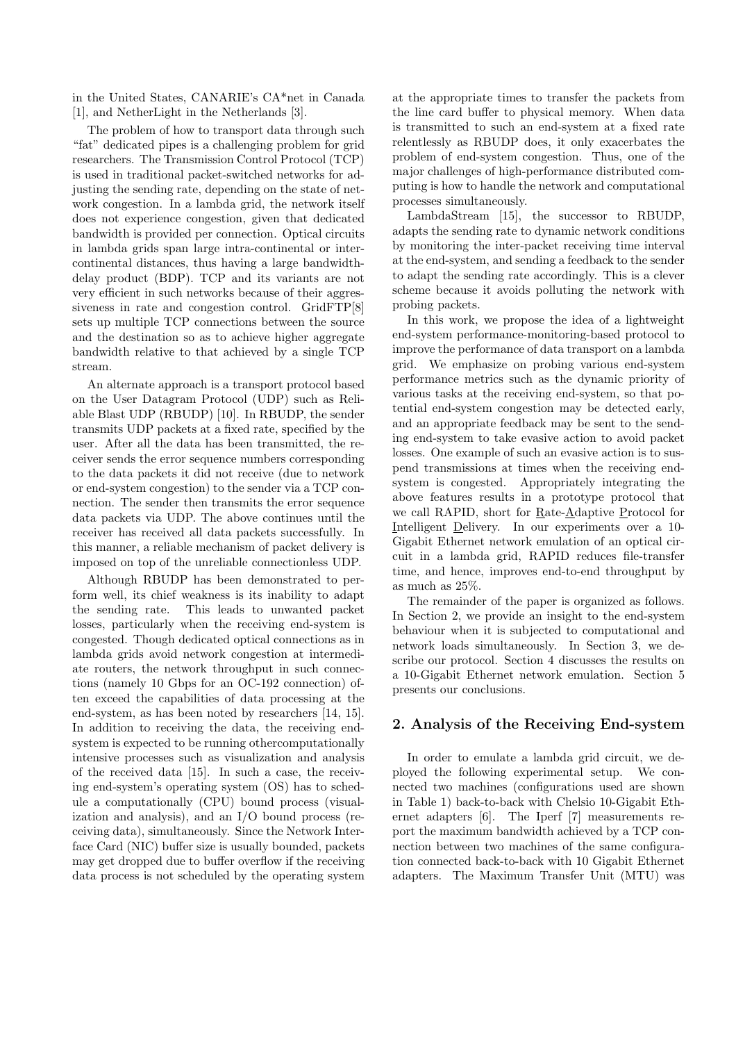in the United States, CANARIE's CA*net in Canada [1], and NetherLight in the Netherlands [3].

The problem of how to transport data through such "fat" dedicated pipes is a challenging problem for grid researchers. The Transmission Control Protocol (TCP) is used in traditional packet-switched networks for adjusting the sending rate, depending on the state of network congestion. In a lambda grid, the network itself does not experience congestion, given that dedicated bandwidth is provided per connection. Optical circuits in lambda grids span large intra-continental or inter-continental distances, thus having a large bandwidth-delay product (BDP). TCP and its variants are not very efficient in such networks because of their aggressiveness in rate and congestion control. GridFTP[8] sets up multiple TCP connections between the source and the destination so as to achieve higher aggregate bandwidth relative to that achieved by a single TCP stream.

An alternate approach is a transport protocol based on the User Datagram Protocol (UDP) such as Reliable Blast UDP (RBUDP) [10]. In RBUDP, the sender transmits UDP packets at a fixed rate, specified by the user. After all the data has been transmitted, the receiver sends the error sequence numbers corresponding to the data packets it did not receive (due to network or end-system congestion) to the sender via a TCP connection. The sender then transmits the error sequence data packets via UDP. The above continues until the receiver has received all data packets successfully. In this manner, a reliable mechanism of packet delivery is imposed on top of the unreliable connectionless UDP.

Although RBUDP has been demonstrated to perform well, its chief weakness is its inability to adapt the sending rate. This leads to unwanted packet losses, particularly when the receiving end-system is congested. Though dedicated optical connections as in lambda grids avoid network congestion at intermediate routers, the network throughput in such connections (namely 10 Gbps for an OC-192 connection) often exceed the capabilities of data processing at the end-system, as has been noted by researchers [14, 15]. In addition to receiving the data, the receiving end-system is expected to be running othercomputationally intensive processes such as visualization and analysis of the received data [15]. In such a case, the receiving end-system's operating system (OS) has to schedule a computationally (CPU) bound process (visualization and analysis), and an I/O bound process (receiving data), simultaneously. Since the Network Interface Card (NIC) buffer size is usually bounded, packets may get dropped due to buffer overflow if the receiving data process is not scheduled by the operating system at the appropriate times to transfer the packets from the line card buffer to physical memory. When data is transmitted to such an end-system at a fixed rate relentlessly as RBUDP does, it only exacerbates the problem of end-system congestion. Thus, one of the major challenges of high-performance distributed computing is how to handle the network and computational processes simultaneously.

LambdaStream [15], the successor to RBUDP, adapts the sending rate to dynamic network conditions by monitoring the inter-packet receiving time interval at the end-system, and sending a feedback to the sender to adapt the sending rate accordingly. This is a clever scheme because it avoids polluting the network with probing packets.

In this work, we propose the idea of a lightweight end-system performance-monitoring-based protocol to improve the performance of data transport on a lambda grid. We emphasize on probing various end-system performance metrics such as the dynamic priority of various tasks at the receiving end-system, so that potential end-system congestion may be detected early, and an appropriate feedback may be sent to the sending end-system to take evasive action to avoid packet losses. One example of such an evasive action is to suspend transmissions at times when the receiving end-system is congested. Appropriately integrating the above features results in a prototype protocol that we call RAPID, short for Rate-Adaptive Protocol for Intelligent Delivery. In our experiments over a 10-Gigabit Ethernet network emulation of an optical circuit in a lambda grid, RAPID reduces file-transfer time, and hence, improves end-to-end throughput by as much as 25%.

The remainder of the paper is organized as follows. In Section 2, we provide an insight to the end-system behaviour when it is subjected to computational and network loads simultaneously. In Section 3, we describe our protocol. Section 4 discusses the results on a 10-Gigabit Ethernet network emulation. Section 5 presents our conclusions.

## 2. Analysis of the Receiving End-system

In order to emulate a lambda grid circuit, we deployed the following experimental setup. We connected two machines (configurations used are shown in Table 1) back-to-back with Chelsio 10-Gigabit Ethernet adapters [6]. The Iperf [7] measurements report the maximum bandwidth achieved by a TCP connection between two machines of the same configuration connected back-to-back with 10 Gigabit Ethernet adapters. The Maximum Transfer Unit (MTU) was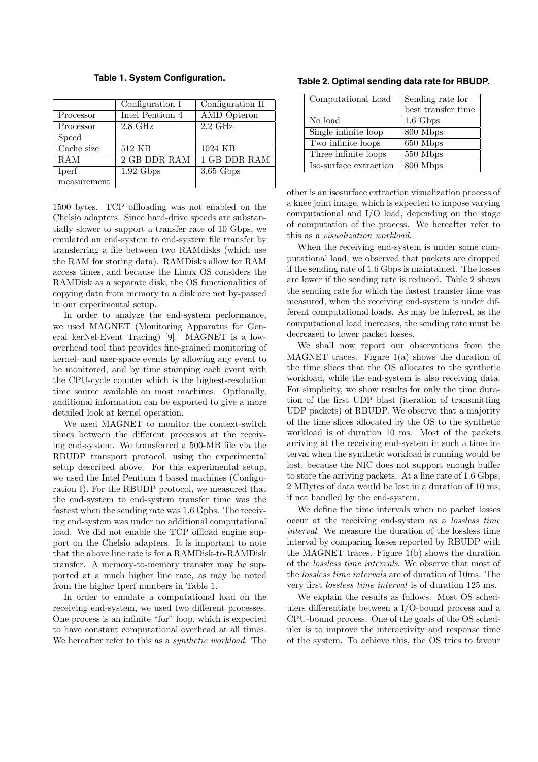**Table 1. System Configuration.**

| | Configuration I | Configuration II |
|---|---|---|
| Processor | Intel Pentium 4 | AMD Opteron |
| Processor Speed | 2.8 GHz | 2.2 GHz |
| Cache size | 512 KB | 1024 KB |
| RAM | 2 GB DDR RAM | 1 GB DDR RAM |
| Iperf measurement | 1.92 Gbps | 3.65 Gbps |

1500 bytes. TCP offloading was not enabled on the Chelsio adapters. Since hard-drive speeds are substantially slower to support a transfer rate of 10 Gbps, we emulated an end-system to end-system file transfer by transferring a file between two RAMdisks (which use the RAM for storing data). RAMDisks allow for RAM access times, and because the Linux OS considers the RAMDisk as a separate disk, the OS functionalities of copying data from memory to a disk are not by-passed in our experimental setup.

In order to analyze the end-system performance, we used MAGNET (Monitoring Apparatus for General kerNel-Event Tracing) [9]. MAGNET is a low-overhead tool that provides fine-grained monitoring of kernel- and user-space events by allowing any event to be monitored, and by time stamping each event with the CPU-cycle counter which is the highest-resolution time source available on most machines. Optionally, additional information can be exported to give a more detailed look at kernel operation.

We used MAGNET to monitor the context-switch times between the different processes at the receiving end-system. We transferred a 500-MB file via the RBUDP transport protocol, using the experimental setup described above. For this experimental setup, we used the Intel Pentium 4 based machines (Configuration I). For the RBUDP protocol, we measured that the end-system to end-system transfer time was the fastest when the sending rate was 1.6 Gpbs. The receiving end-system was under no additional computational load. We did not enable the TCP offload engine support on the Chelsio adapters. It is important to note that the above line rate is for a RAMDisk-to-RAMDisk transfer. A memory-to-memory transfer may be supported at a much higher line rate, as may be noted from the higher Iperf numbers in Table 1.

In order to emulate a computational load on the receiving end-system, we used two different processes. One process is an infinite "for" loop, which is expected to have constant computational overhead at all times. We hereafter refer to this as a *synthetic workload*. The other is an isosurface extraction visualization process of a knee joint image, which is expected to impose varying computational and I/O load, depending on the stage of computation of the process. We hereafter refer to this as a *visualization workload*.

**Table 2. Optimal sending data rate for RBUDP.**

| Computational Load | Sending rate for best transfer time |
|---|---|
| No load | 1.6 Gbps |
| Single infinite loop | 800 Mbps |
| Two infinite loops | 650 Mbps |
| Three infinite loops | 550 Mbps |
| Iso-surface extraction | 800 Mbps |

When the receiving end-system is under some computational load, we observed that packets are dropped if the sending rate of 1.6 Gbps is maintained. The losses are lower if the sending rate is reduced. Table 2 shows the sending rate for which the fastest transfer time was measured, when the receiving end-system is under different computational loads. As may be inferred, as the computational load increases, the sending rate must be decreased to lower packet losses.

We shall now report our observations from the MAGNET traces. Figure 1(a) shows the duration of the time slices that the OS allocates to the synthetic workload, while the end-system is also receiving data. For simplicity, we show results for only the time duration of the first UDP blast (iteration of transmitting UDP packets) of RBUDP. We observe that a majority of the time slices allocated by the OS to the synthetic workload is of duration 10 ms. Most of the packets arriving at the receiving end-system in such a time interval when the synthetic workload is running would be lost, because the NIC does not support enough buffer to store the arriving packets. At a line rate of 1.6 Gbps, 2 MBytes of data would be lost in a duration of 10 ms, if not handled by the end-system.

We define the time intervals when no packet losses occur at the receiving end-system as a *lossless time interval*. We measure the duration of the lossless time interval by comparing losses reported by RBUDP with the MAGNET traces. Figure 1(b) shows the duration of the *lossless time intervals*. We observe that most of the *lossless time intervals* are of duration of 10ms. The very first *lossless time interval* is of duration 125 ms.

We explain the results as follows. Most OS schedulers differentiate between a I/O-bound process and a CPU-bound process. One of the goals of the OS scheduler is to improve the interactivity and response time of the system. To achieve this, the OS tries to favour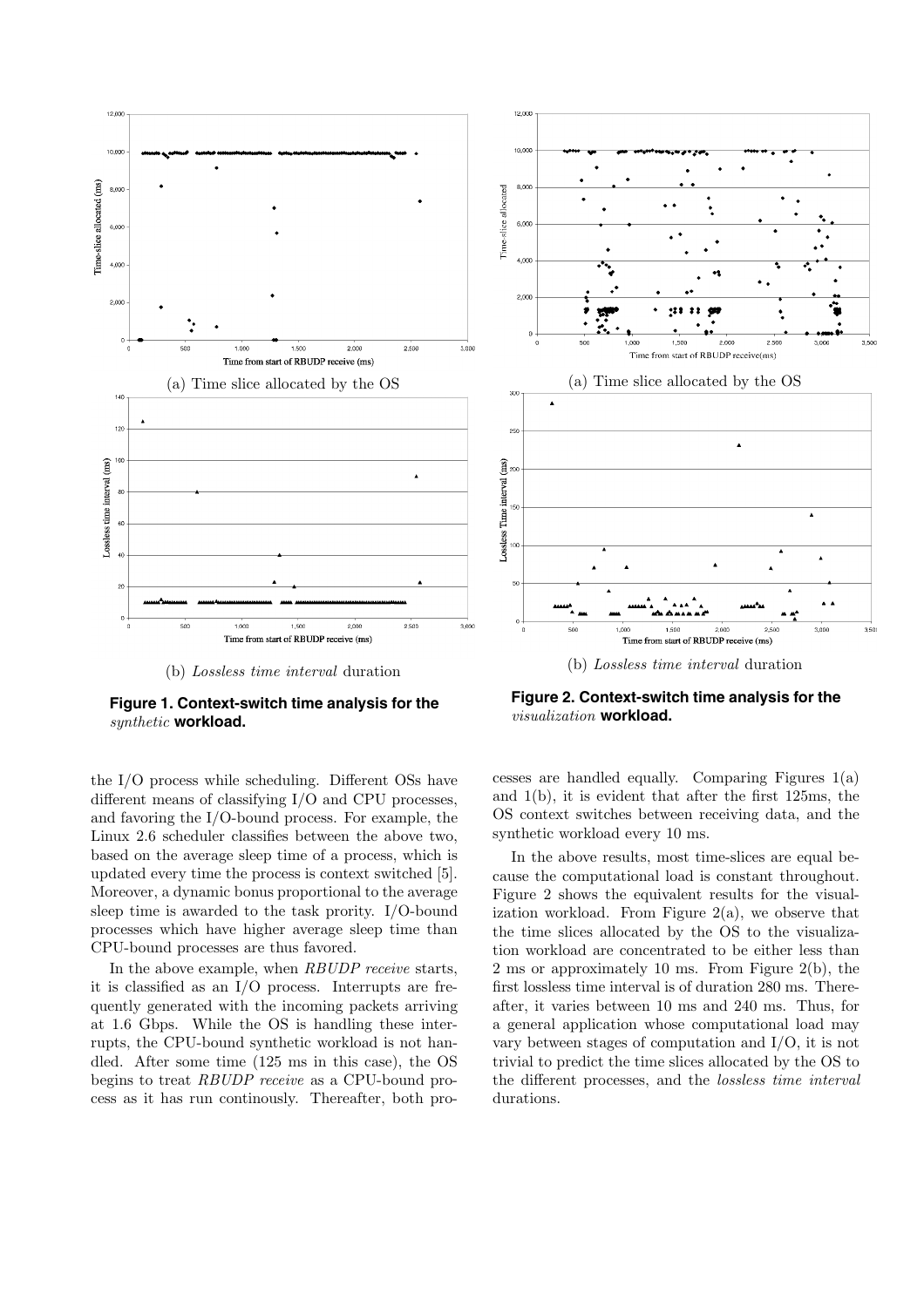(a) Time slice allocated by the OS

(b) *Lossless time interval* duration

**Figure 1. Context-switch time analysis for the** *synthetic* **workload.**

(a) Time slice allocated by the OS

(b) *Lossless time interval* duration

**Figure 2. Context-switch time analysis for the** *visualization* **workload.**

the I/O process while scheduling. Different OSs have different means of classifying I/O and CPU processes, and favoring the I/O-bound process. For example, the Linux 2.6 scheduler classifies between the above two, based on the average sleep time of a process, which is updated every time the process is context switched [5]. Moreover, a dynamic bonus proportional to the average sleep time is awarded to the task prority. I/O-bound processes which have higher average sleep time than CPU-bound processes are thus favored.

In the above example, when *RBUDP receive* starts, it is classified as an I/O process. Interrupts are frequently generated with the incoming packets arriving at 1.6 Gbps. While the OS is handling these interrupts, the CPU-bound synthetic workload is not handled. After some time (125 ms in this case), the OS begins to treat *RBUDP receive* as a CPU-bound process as it has run continously. Thereafter, both processes are handled equally. Comparing Figures 1(a) and 1(b), it is evident that after the first 125ms, the OS context switches between receiving data, and the synthetic workload every 10 ms.

In the above results, most time-slices are equal because the computational load is constant throughout. Figure 2 shows the equivalent results for the visualization workload. From Figure 2(a), we observe that the time slices allocated by the OS to the visualization workload are concentrated to be either less than 2 ms or approximately 10 ms. From Figure 2(b), the first lossless time interval is of duration 280 ms. Thereafter, it varies between 10 ms and 240 ms. Thus, for a general application whose computational load may vary between stages of computation and I/O, it is not trivial to predict the time slices allocated by the OS to the different processes, and the *lossless time interval* durations.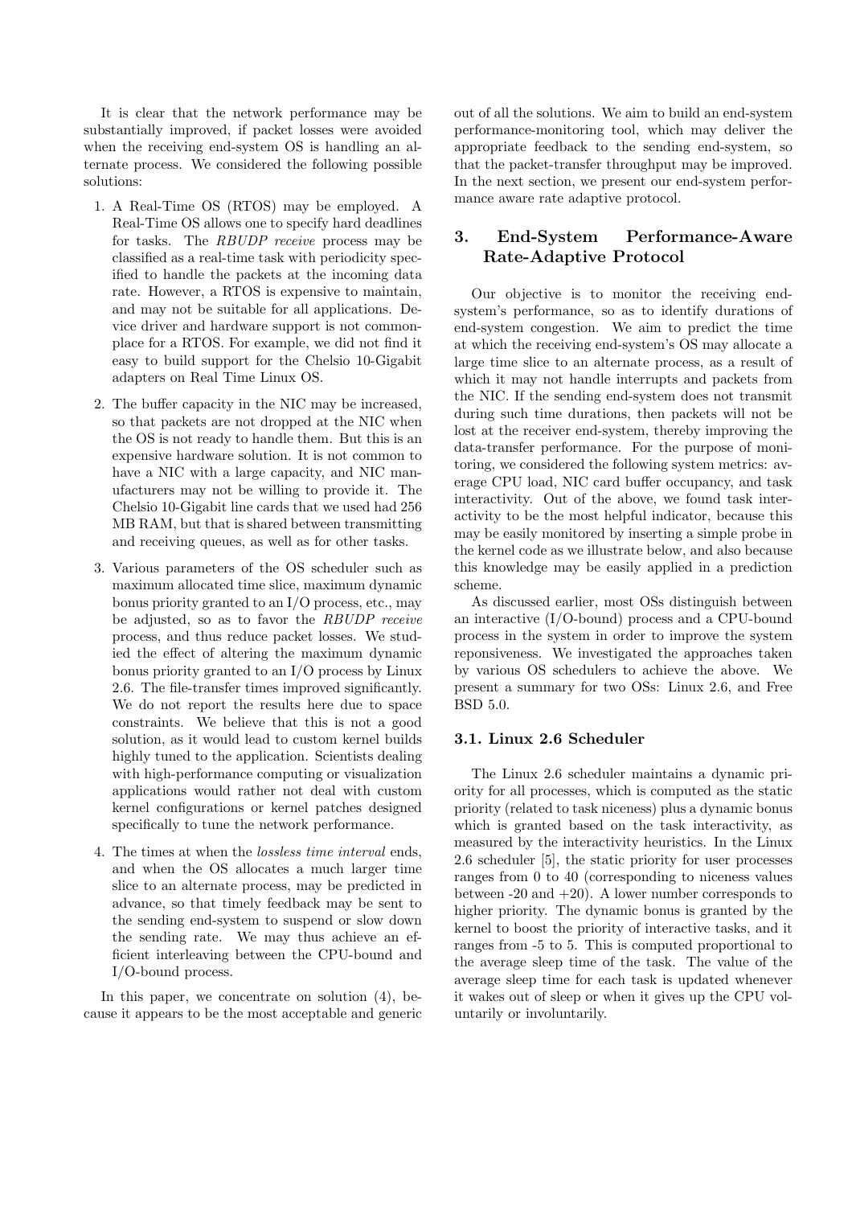It is clear that the network performance may be substantially improved, if packet losses were avoided when the receiving end-system OS is handling an alternate process. We considered the following possible solutions:

1. A Real-Time OS (RTOS) may be employed. A Real-Time OS allows one to specify hard deadlines for tasks. The *RBUDP receive* process may be classified as a real-time task with periodicity specified to handle the packets at the incoming data rate. However, a RTOS is expensive to maintain, and may not be suitable for all applications. Device driver and hardware support is not commonplace for a RTOS. For example, we did not find it easy to build support for the Chelsio 10-Gigabit adapters on Real Time Linux OS.

2. The buffer capacity in the NIC may be increased, so that packets are not dropped at the NIC when the OS is not ready to handle them. But this is an expensive hardware solution. It is not common to have a NIC with a large capacity, and NIC manufacturers may not be willing to provide it. The Chelsio 10-Gigabit line cards that we used had 256 MB RAM, but that is shared between transmitting and receiving queues, as well as for other tasks.

3. Various parameters of the OS scheduler such as maximum allocated time slice, maximum dynamic bonus priority granted to an I/O process, etc., may be adjusted, so as to favor the *RBUDP receive* process, and thus reduce packet losses. We studied the effect of altering the maximum dynamic bonus priority granted to an I/O process by Linux 2.6. The file-transfer times improved significantly. We do not report the results here due to space constraints. We believe that this is not a good solution, as it would lead to custom kernel builds highly tuned to the application. Scientists dealing with high-performance computing or visualization applications would rather not deal with custom kernel configurations or kernel patches designed specifically to tune the network performance.

4. The times at when the *lossless time interval* ends, and when the OS allocates a much larger time slice to an alternate process, may be predicted in advance, so that timely feedback may be sent to the sending end-system to suspend or slow down the sending rate. We may thus achieve an efficient interleaving between the CPU-bound and I/O-bound process.

In this paper, we concentrate on solution (4), because it appears to be the most acceptable and generic out of all the solutions. We aim to build an end-system performance-monitoring tool, which may deliver the appropriate feedback to the sending end-system, so that the packet-transfer throughput may be improved. In the next section, we present our end-system performance aware rate adaptive protocol.

## 3. End-System Performance-Aware Rate-Adaptive Protocol

Our objective is to monitor the receiving end-system's performance, so as to identify durations of end-system congestion. We aim to predict the time at which the receiving end-system's OS may allocate a large time slice to an alternate process, as a result of which it may not handle interrupts and packets from the NIC. If the sending end-system does not transmit during such time durations, then packets will not be lost at the receiver end-system, thereby improving the data-transfer performance. For the purpose of monitoring, we considered the following system metrics: average CPU load, NIC card buffer occupancy, and task interactivity. Out of the above, we found task interactivity to be the most helpful indicator, because this may be easily monitored by inserting a simple probe in the kernel code as we illustrate below, and also because this knowledge may be easily applied in a prediction scheme.

As discussed earlier, most OSs distinguish between an interactive (I/O-bound) process and a CPU-bound process in the system in order to improve the system reponsiveness. We investigated the approaches taken by various OS schedulers to achieve the above. We present a summary for two OSs: Linux 2.6, and Free BSD 5.0.

### 3.1. Linux 2.6 Scheduler

The Linux 2.6 scheduler maintains a dynamic priority for all processes, which is computed as the static priority (related to task niceness) plus a dynamic bonus which is granted based on the task interactivity, as measured by the interactivity heuristics. In the Linux 2.6 scheduler [5], the static priority for user processes ranges from 0 to 40 (corresponding to niceness values between -20 and +20). A lower number corresponds to higher priority. The dynamic bonus is granted by the kernel to boost the priority of interactive tasks, and it ranges from -5 to 5. This is computed proportional to the average sleep time of the task. The value of the average sleep time for each task is updated whenever it wakes out of sleep or when it gives up the CPU voluntarily or involuntarily.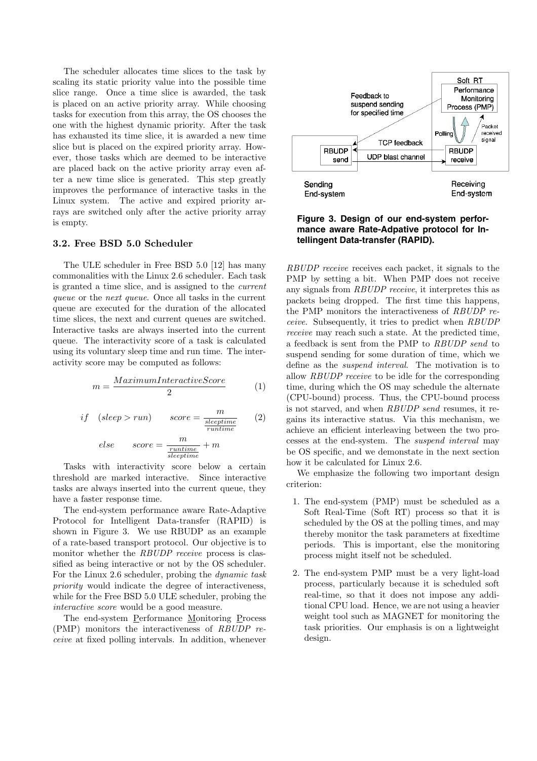The scheduler allocates time slices to the task by scaling its static priority value into the possible time slice range. Once a time slice is awarded, the task is placed on an active priority array. While choosing tasks for execution from this array, the OS chooses the one with the highest dynamic priority. After the task has exhausted its time slice, it is awarded a new time slice but is placed on the expired priority array. However, those tasks which are deemed to be interactive are placed back on the active priority array even after a new time slice is generated. This step greatly improves the performance of interactive tasks in the Linux system. The active and expired priority arrays are switched only after the active priority array is empty.

### 3.2. Free BSD 5.0 Scheduler

The ULE scheduler in Free BSD 5.0 [12] has many commonalities with the Linux 2.6 scheduler. Each task is granted a time slice, and is assigned to the *current queue* or the *next queue*. Once all tasks in the current queue are executed for the duration of the allocated time slices, the next and current queues are switched. Interactive tasks are always inserted into the current queue. The interactivity score of a task is calculated using its voluntary sleep time and run time. The interactivity score may be computed as follows:

$$m = \frac{MaximumInteractiveScore}{2} \tag{1}$$

$$if \quad (sleep > run) \qquad score = \frac{m}{\frac{sleeptime}{runtime}} \tag{2}$$

$$else \qquad score = \frac{m}{\frac{runtime}{sleeptime}} + m$$

Tasks with interactivity score below a certain threshold are marked interactive. Since interactive tasks are always inserted into the current queue, they have a faster response time.

The end-system performance aware Rate-Adaptive Protocol for Intelligent Data-transfer (RAPID) is shown in Figure 3. We use RBUDP as an example of a rate-based transport protocol. Our objective is to monitor whether the *RBUDP receive* process is classified as being interactive or not by the OS scheduler. For the Linux 2.6 scheduler, probing the *dynamic task priority* would indicate the degree of interactiveness, while for the Free BSD 5.0 ULE scheduler, probing the *interactive score* would be a good measure.

The end-system Performance Monitoring Process (PMP) monitors the interactiveness of *RBUDP receive* at fixed polling intervals. In addition, whenever

**Figure 3. Design of our end-system performance aware Rate-Adpative protocol for Intellingent Data-transfer (RAPID).**

*RBUDP receive* receives each packet, it signals to the PMP by setting a bit. When PMP does not receive any signals from *RBUDP receive*, it interprets this as packets being dropped. The first time this happens, the PMP monitors the interactiveness of *RBUDP receive*. Subsequently, it tries to predict when *RBUDP receive* may reach such a state. At the predicted time, a feedback is sent from the PMP to *RBUDP send* to suspend sending for some duration of time, which we define as the *suspend interval*. The motivation is to allow *RBUDP receive* to be idle for the corresponding time, during which the OS may schedule the alternate (CPU-bound) process. Thus, the CPU-bound process is not starved, and when *RBUDP send* resumes, it regains its interactive status. Via this mechanism, we achieve an efficient interleaving between the two processes at the end-system. The *suspend interval* may be OS specific, and we demonstate in the next section how it be calculated for Linux 2.6.

We emphasize the following two important design criterion:

1. The end-system (PMP) must be scheduled as a Soft Real-Time (Soft RT) process so that it is scheduled by the OS at the polling times, and may thereby monitor the task parameters at fixedtime periods. This is important, else the monitoring process might itself not be scheduled.

2. The end-system PMP must be a very light-load process, particularly because it is scheduled soft real-time, so that it does not impose any additional CPU load. Hence, we are not using a heavier weight tool such as MAGNET for monitoring the task priorities. Our emphasis is on a lightweight design.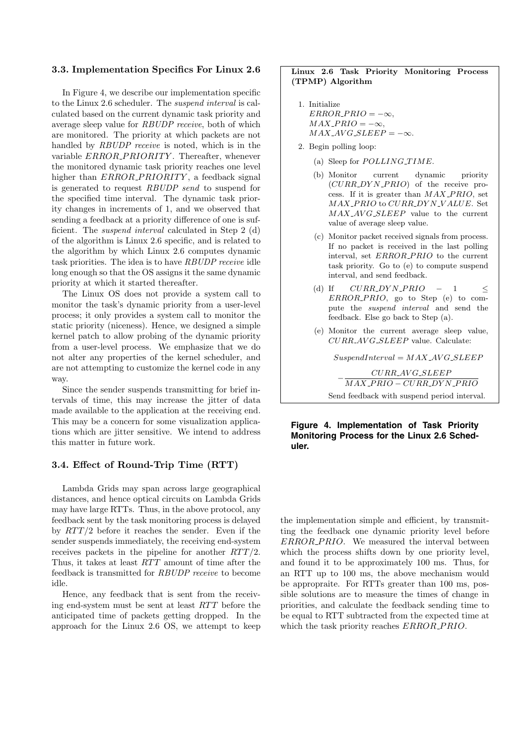### 3.3. Implementation Specifics For Linux 2.6

In Figure 4, we describe our implementation specific to the Linux 2.6 scheduler. The *suspend interval* is calculated based on the current dynamic task priority and average sleep value for *RBUDP receive*, both of which are monitored. The priority at which packets are not handled by *RBUDP receive* is noted, which is in the variable $ERROR\_PRIORITY$. Thereafter, whenever the monitored dynamic task priority reaches one level higher than $ERROR\_PRIORITY$, a feedback signal is generated to request *RBUDP send* to suspend for the specified time interval. The dynamic task priority changes in increments of 1, and we observed that sending a feedback at a priority difference of one is sufficient. The *suspend interval* calculated in Step 2 (d) of the algorithm is Linux 2.6 specific, and is related to the algorithm by which Linux 2.6 computes dynamic task priorities. The idea is to have *RBUDP receive* idle long enough so that the OS assigns it the same dynamic priority at which it started thereafter.

The Linux OS does not provide a system call to monitor the task's dynamic priority from a user-level process; it only provides a system call to monitor the static priority (niceness). Hence, we designed a simple kernel patch to allow probing of the dynamic priority from a user-level process. We emphasize that we do not alter any properties of the kernel scheduler, and are not attempting to customize the kernel code in any way.

Since the sender suspends transmitting for brief intervals of time, this may increase the jitter of data made available to the application at the receiving end. This may be a concern for some visualization applications which are jitter sensitive. We intend to address this matter in future work.

**Linux 2.6 Task Priority Monitoring Process (TPMP) Algorithm**

1. Initialize
   $ERROR\_PRIO = -\infty$,
   $MAX\_PRIO = -\infty$,
   $MAX\_AVG\_SLEEP = -\infty$.
2. Begin polling loop:
   (a) Sleep for $POLLING\_TIME$.
   (b) Monitor current dynamic priority ($CURR\_DYN\_PRIO$) of the receive process. If it is greater than $MAX\_PRIO$, set $MAX\_PRIO$ to $CURR\_DYN\_VALUE$. Set $MAX\_AVG\_SLEEP$ value to the current value of average sleep value.
   (c) Monitor packet received signals from process. If no packet is received in the last polling interval, set $ERROR\_PRIO$ to the current task priority. Go to (e) to compute suspend interval, and send feedback.
   (d) If $CURR\_DYN\_PRIO - 1 \leq ERROR\_PRIO$, go to Step (e) to compute the *suspend interval* and send the feedback. Else go back to Step (a).
   (e) Monitor the current average sleep value, $CURR\_AVG\_SLEEP$ value. Calculate:

   $$SuspendInterval = MAX\_AVG\_SLEEP - \frac{CURR\_AVG\_SLEEP}{MAX\_PRIO - CURR\_DYN\_PRIO}$$

   Send feedback with suspend period interval.

**Figure 4. Implementation of Task Priority Monitoring Process for the Linux 2.6 Scheduler.**

### 3.4. Effect of Round-Trip Time (RTT)

Lambda Grids may span across large geographical distances, and hence optical circuits on Lambda Grids may have large RTTs. Thus, in the above protocol, any feedback sent by the task monitoring process is delayed by $RTT/2$ before it reaches the sender. Even if the sender suspends immediately, the receiving end-system receives packets in the pipeline for another $RTT/2$. Thus, it takes at least $RTT$ amount of time after the feedback is transmitted for *RBUDP receive* to become idle.

Hence, any feedback that is sent from the receiving end-system must be sent at least $RTT$ before the anticipated time of packets getting dropped. In the approach for the Linux 2.6 OS, we attempt to keep the implementation simple and efficient, by transmitting the feedback one dynamic priority level before $ERROR\_PRIO$. We measured the interval between which the process shifts down by one priority level, and found it to be approximately 100 ms. Thus, for an RTT up to 100 ms, the above mechanism would be appropraite. For RTTs greater than 100 ms, possible solutions are to measure the times of change in priorities, and calculate the feedback sending time to be equal to RTT subtracted from the expected time at which the task priority reaches $ERROR\_PRIO$.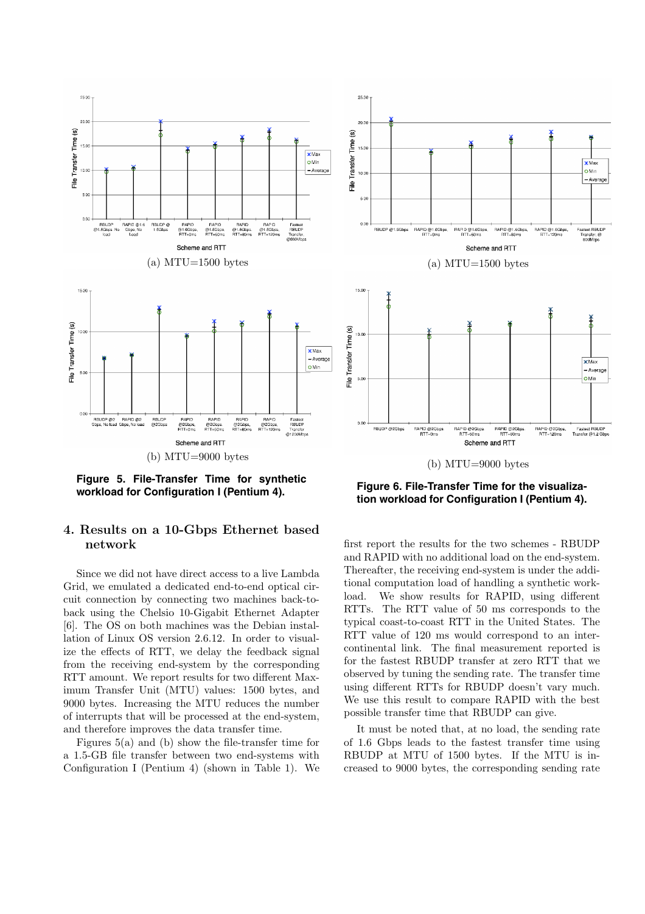(a) MTU=1500 bytes

(b) MTU=9000 bytes

**Figure 5. File-Transfer Time for synthetic workload for Configuration I (Pentium 4).**

(a) MTU=1500 bytes

(b) MTU=9000 bytes

**Figure 6. File-Transfer Time for the visualization workload for Configuration I (Pentium 4).**

## 4. Results on a 10-Gbps Ethernet based network

Since we did not have direct access to a live Lambda Grid, we emulated a dedicated end-to-end optical circuit connection by connecting two machines back-to-back using the Chelsio 10-Gigabit Ethernet Adapter [6]. The OS on both machines was the Debian installation of Linux OS version 2.6.12. In order to visualize the effects of RTT, we delay the feedback signal from the receiving end-system by the corresponding RTT amount. We report results for two different Maximum Transfer Unit (MTU) values: 1500 bytes, and 9000 bytes. Increasing the MTU reduces the number of interrupts that will be processed at the end-system, and therefore improves the data transfer time.

Figures 5(a) and (b) show the file-transfer time for a 1.5-GB file transfer between two end-systems with Configuration I (Pentium 4) (shown in Table 1). We first report the results for the two schemes - RBUDP and RAPID with no additional load on the end-system. Thereafter, the receiving end-system is under the additional computation load of handling a synthetic workload. We show results for RAPID, using different RTTs. The RTT value of 50 ms corresponds to the typical coast-to-coast RTT in the United States. The RTT value of 120 ms would correspond to an intercontinental link. The final measurement reported is for the fastest RBUDP transfer at zero RTT that we observed by tuning the sending rate. The transfer time using different RTTs for RBUDP doesn't vary much. We use this result to compare RAPID with the best possible transfer time that RBUDP can give.

It must be noted that, at no load, the sending rate of 1.6 Gbps leads to the fastest transfer time using RBUDP at MTU of 1500 bytes. If the MTU is increased to 9000 bytes, the corresponding sending rate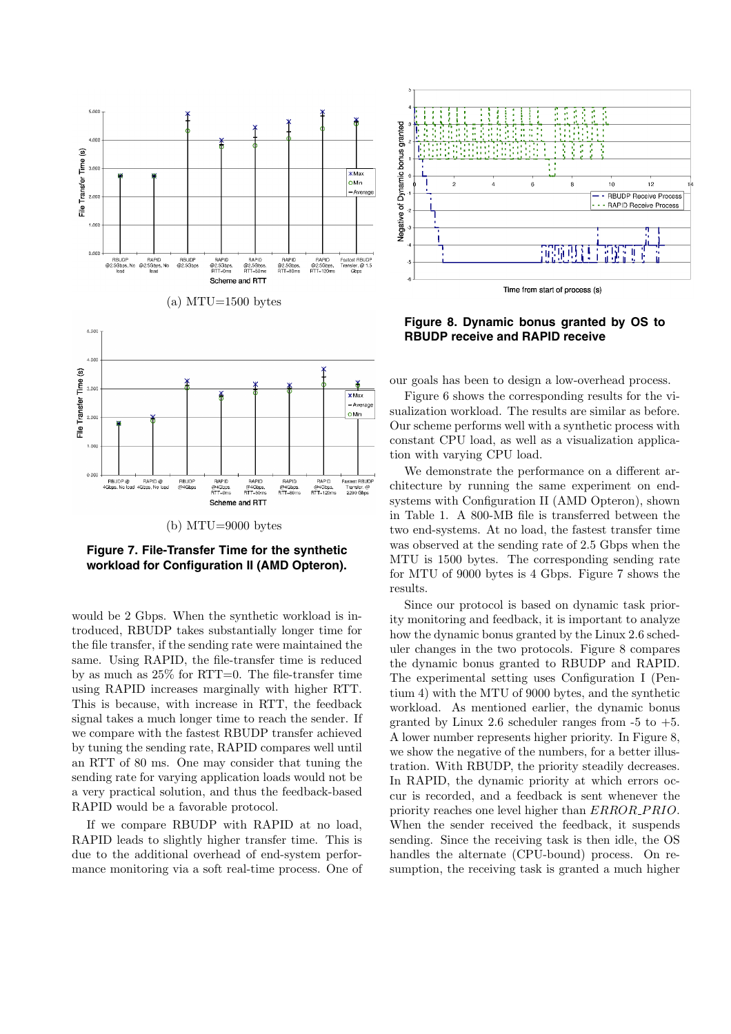(a) MTU=1500 bytes

(b) MTU=9000 bytes

**Figure 7. File-Transfer Time for the synthetic workload for Configuration II (AMD Opteron).**

**Figure 8. Dynamic bonus granted by OS to RBUDP receive and RAPID receive**

would be 2 Gbps. When the synthetic workload is introduced, RBUDP takes substantially longer time for the file transfer, if the sending rate were maintained the same. Using RAPID, the file-transfer time is reduced by as much as 25% for RTT=0. The file-transfer time using RAPID increases marginally with higher RTT. This is because, with increase in RTT, the feedback signal takes a much longer time to reach the sender. If we compare with the fastest RBUDP transfer achieved by tuning the sending rate, RAPID compares well until an RTT of 80 ms. One may consider that tuning the sending rate for varying application loads would not be a very practical solution, and thus the feedback-based RAPID would be a favorable protocol.

If we compare RBUDP with RAPID at no load, RAPID leads to slightly higher transfer time. This is due to the additional overhead of end-system performance monitoring via a soft real-time process. One of our goals has been to design a low-overhead process.

Figure 6 shows the corresponding results for the visualization workload. The results are similar as before. Our scheme performs well with a synthetic process with constant CPU load, as well as a visualization application with varying CPU load.

We demonstrate the performance on a different architecture by running the same experiment on end-systems with Configuration II (AMD Opteron), shown in Table 1. A 800-MB file is transferred between the two end-systems. At no load, the fastest transfer time was observed at the sending rate of 2.5 Gbps when the MTU is 1500 bytes. The corresponding sending rate for MTU of 9000 bytes is 4 Gbps. Figure 7 shows the results.

Since our protocol is based on dynamic task priority monitoring and feedback, it is important to analyze how the dynamic bonus granted by the Linux 2.6 scheduler changes in the two protocols. Figure 8 compares the dynamic bonus granted to RBUDP and RAPID. The experimental setting uses Configuration I (Pentium 4) with the MTU of 9000 bytes, and the synthetic workload. As mentioned earlier, the dynamic bonus granted by Linux 2.6 scheduler ranges from -5 to +5. A lower number represents higher priority. In Figure 8, we show the negative of the numbers, for a better illustration. With RBUDP, the priority steadily decreases. In RAPID, the dynamic priority at which errors occur is recorded, and a feedback is sent whenever the priority reaches one level higher than *ERROR_PRIO*. When the sender received the feedback, it suspends sending. Since the receiving task is then idle, the OS handles the alternate (CPU-bound) process. On resumption, the receiving task is granted a much higher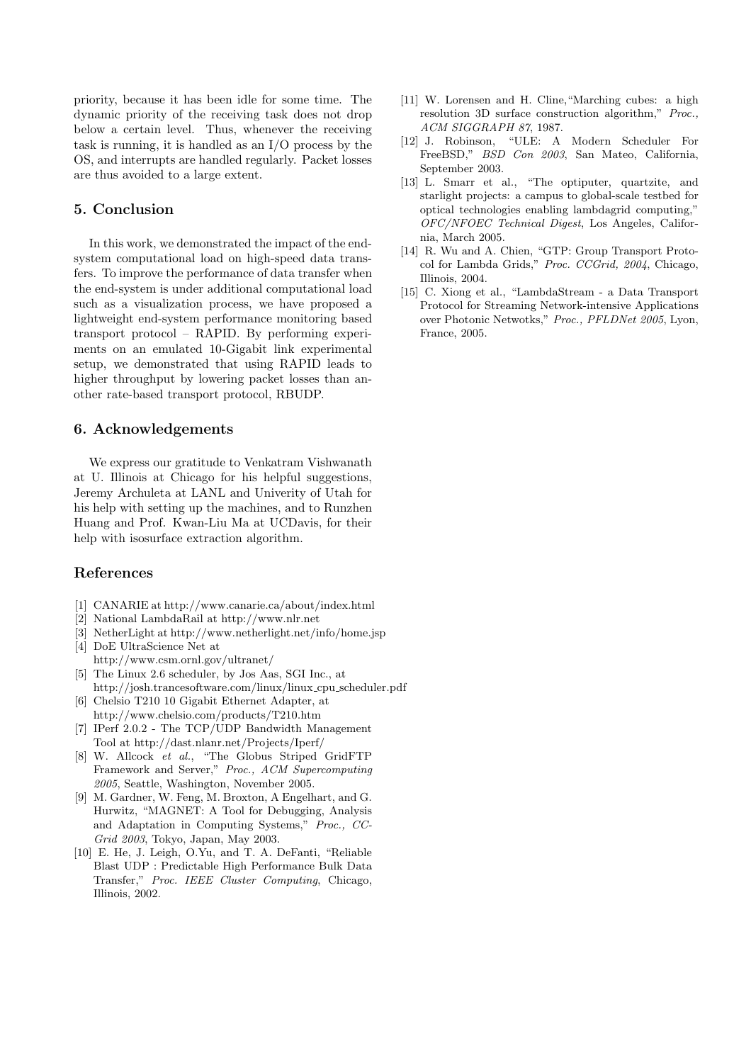priority, because it has been idle for some time. The dynamic priority of the receiving task does not drop below a certain level. Thus, whenever the receiving task is running, it is handled as an I/O process by the OS, and interrupts are handled regularly. Packet losses are thus avoided to a large extent.

## 5. Conclusion

In this work, we demonstrated the impact of the end-system computational load on high-speed data transfers. To improve the performance of data transfer when the end-system is under additional computational load such as a visualization process, we have proposed a lightweight end-system performance monitoring based transport protocol – RAPID. By performing experiments on an emulated 10-Gigabit link experimental setup, we demonstrated that using RAPID leads to higher throughput by lowering packet losses than another rate-based transport protocol, RBUDP.

## 6. Acknowledgements

We express our gratitude to Venkatram Vishwanath at U. Illinois at Chicago for his helpful suggestions, Jeremy Archuleta at LANL and Univerity of Utah for his help with setting up the machines, and to Runzhen Huang and Prof. Kwan-Liu Ma at UCDavis, for their help with isosurface extraction algorithm.

## References

[1] CANARIE at http://www.canarie.ca/about/index.html

[2] National LambdaRail at http://www.nlr.net

[3] NetherLight at http://www.netherlight.net/info/home.jsp

[4] DoE UltraScience Net at http://www.csm.ornl.gov/ultranet/

[5] The Linux 2.6 scheduler, by Jos Aas, SGI Inc., at http://josh.trancesoftware.com/linux/linux_cpu_scheduler.pdf

[6] Chelsio T210 10 Gigabit Ethernet Adapter, at http://www.chelsio.com/products/T210.htm

[7] IPerf 2.0.2 - The TCP/UDP Bandwidth Management Tool at http://dast.nlanr.net/Projects/Iperf/

[8] W. Allcock *et al.*, "The Globus Striped GridFTP Framework and Server," *Proc., ACM Supercomputing 2005*, Seattle, Washington, November 2005.

[9] M. Gardner, W. Feng, M. Broxton, A Engelhart, and G. Hurwitz, "MAGNET: A Tool for Debugging, Analysis and Adaptation in Computing Systems," *Proc., CC-Grid 2003*, Tokyo, Japan, May 2003.

[10] E. He, J. Leigh, O.Yu, and T. A. DeFanti, "Reliable Blast UDP : Predictable High Performance Bulk Data Transfer," *Proc. IEEE Cluster Computing*, Chicago, Illinois, 2002.

[11] W. Lorensen and H. Cline,"Marching cubes: a high resolution 3D surface construction algorithm," *Proc., ACM SIGGRAPH 87*, 1987.

[12] J. Robinson, "ULE: A Modern Scheduler For FreeBSD," *BSD Con 2003*, San Mateo, California, September 2003.

[13] L. Smarr et al., "The optiputer, quartzite, and starlight projects: a campus to global-scale testbed for optical technologies enabling lambdagrid computing," *OFC/NFOEC Technical Digest*, Los Angeles, California, March 2005.

[14] R. Wu and A. Chien, "GTP: Group Transport Protocol for Lambda Grids," *Proc. CCGrid, 2004*, Chicago, Illinois, 2004.

[15] C. Xiong et al., "LambdaStream - a Data Transport Protocol for Streaming Network-intensive Applications over Photonic Netwotks," *Proc., PFLDNet 2005*, Lyon, France, 2005.